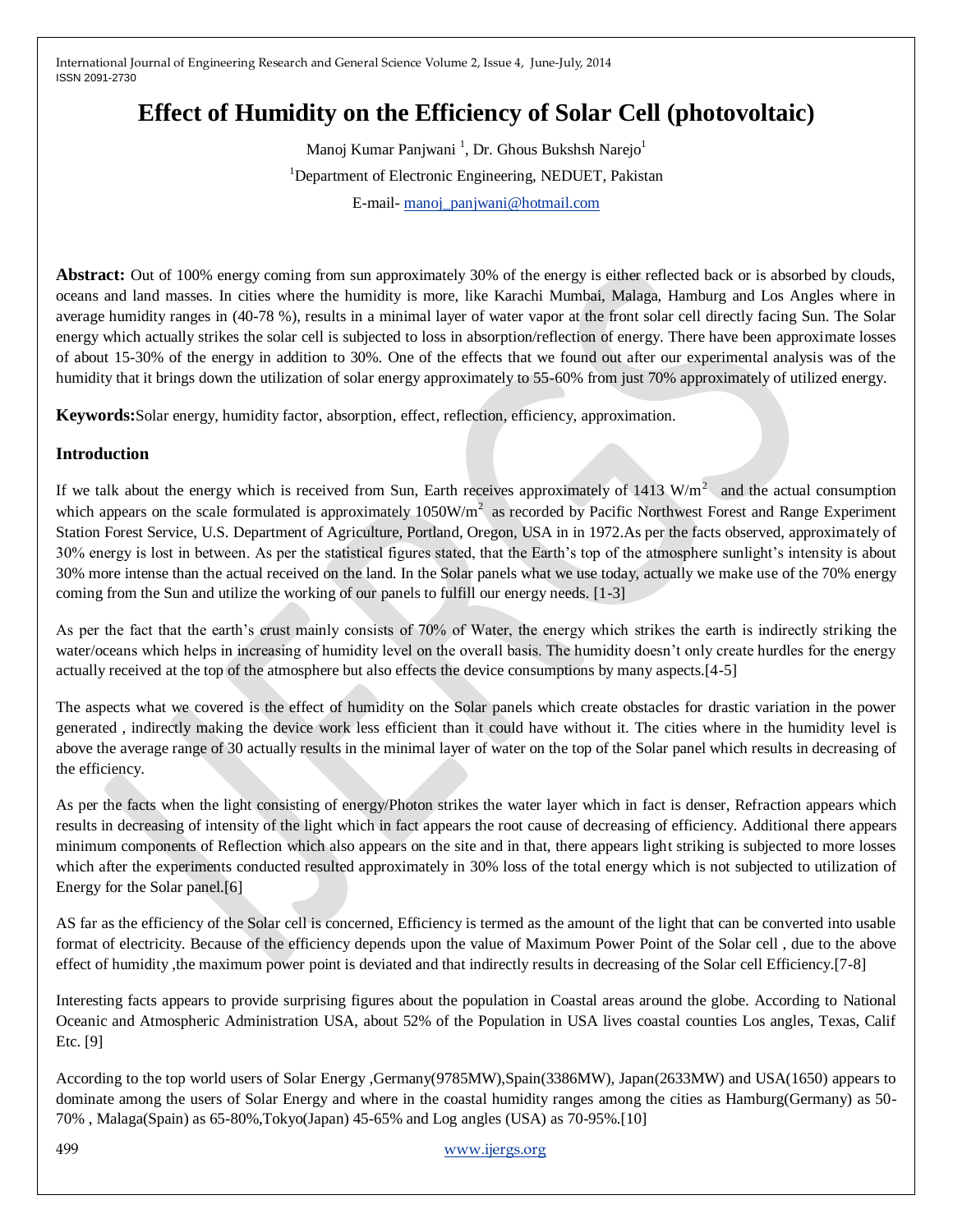# Effect of Humidity on the Efficiency of Solar Cell (photovoltaic)

Manoj Kumar Panjwani [1], Dr. Ghous Bukshsh Narejo[1]

[1]Department of Electronic Engineering, NEDUET, Pakistan

E-mail- manoj_panjwani@hotmail.com

**Abstract:** Out of 100% energy coming from sun approximately 30% of the energy is either reflected back or is absorbed by clouds, oceans and land masses. In cities where the humidity is more, like Karachi Mumbai, Malaga, Hamburg and Los Angles where in average humidity ranges in (40-78 %), results in a minimal layer of water vapor at the front solar cell directly facing Sun. The Solar energy which actually strikes the solar cell is subjected to loss in absorption/reflection of energy. There have been approximate losses of about 15-30% of the energy in addition to 30%. One of the effects that we found out after our experimental analysis was of the humidity that it brings down the utilization of solar energy approximately to 55-60% from just 70% approximately of utilized energy.

**Keywords:** Solar energy, humidity factor, absorption, effect, reflection, efficiency, approximation.

## Introduction

If we talk about the energy which is received from Sun, Earth receives approximately of 1413 $W/m^2$ and the actual consumption which appears on the scale formulated is approximately 1050$W/m^2$ as recorded by Pacific Northwest Forest and Range Experiment Station Forest Service, U.S. Department of Agriculture, Portland, Oregon, USA in in 1972.As per the facts observed, approximately of 30% energy is lost in between. As per the statistical figures stated, that the Earth's top of the atmosphere sunlight's intensity is about 30% more intense than the actual received on the land. In the Solar panels what we use today, actually we make use of the 70% energy coming from the Sun and utilize the working of our panels to fulfill our energy needs. [1-3]

As per the fact that the earth's crust mainly consists of 70% of Water, the energy which strikes the earth is indirectly striking the water/oceans which helps in increasing of humidity level on the overall basis. The humidity doesn't only create hurdles for the energy actually received at the top of the atmosphere but also effects the device consumptions by many aspects.[4-5]

The aspects what we covered is the effect of humidity on the Solar panels which create obstacles for drastic variation in the power generated , indirectly making the device work less efficient than it could have without it. The cities where in the humidity level is above the average range of 30 actually results in the minimal layer of water on the top of the Solar panel which results in decreasing of the efficiency.

As per the facts when the light consisting of energy/Photon strikes the water layer which in fact is denser, Refraction appears which results in decreasing of intensity of the light which in fact appears the root cause of decreasing of efficiency. Additional there appears minimum components of Reflection which also appears on the site and in that, there appears light striking is subjected to more losses which after the experiments conducted resulted approximately in 30% loss of the total energy which is not subjected to utilization of Energy for the Solar panel.[6]

AS far as the efficiency of the Solar cell is concerned, Efficiency is termed as the amount of the light that can be converted into usable format of electricity. Because of the efficiency depends upon the value of Maximum Power Point of the Solar cell , due to the above effect of humidity ,the maximum power point is deviated and that indirectly results in decreasing of the Solar cell Efficiency.[7-8]

Interesting facts appears to provide surprising figures about the population in Coastal areas around the globe. According to National Oceanic and Atmospheric Administration USA, about 52% of the Population in USA lives coastal counties Los angles, Texas, Calif Etc. [9]

According to the top world users of Solar Energy ,Germany(9785MW),Spain(3386MW), Japan(2633MW) and USA(1650) appears to dominate among the users of Solar Energy and where in the coastal humidity ranges among the cities as Hamburg(Germany) as 50-70% , Malaga(Spain) as 65-80%,Tokyo(Japan) 45-65% and Log angles (USA) as 70-95%.[10]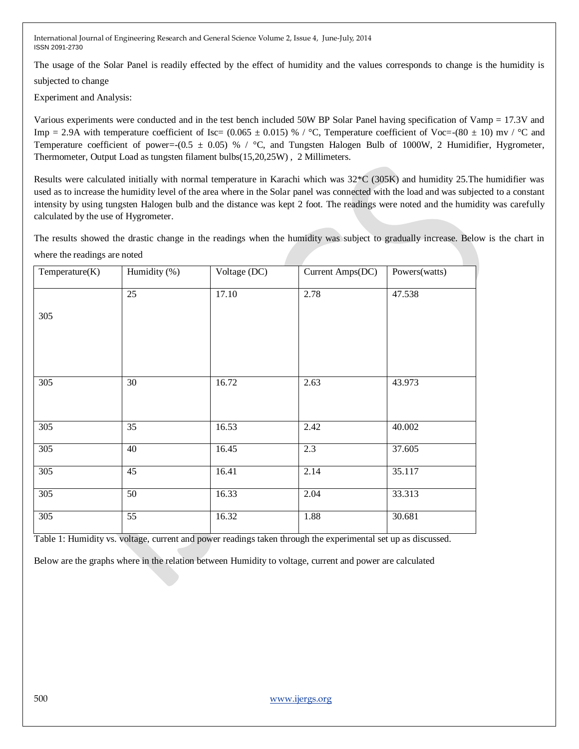The usage of the Solar Panel is readily effected by the effect of humidity and the values corresponds to change is the humidity is subjected to change

Experiment and Analysis:

Various experiments were conducted and in the test bench included 50W BP Solar Panel having specification of Vamp = 17.3V and Imp = 2.9A with temperature coefficient of Isc= (0.065 ± 0.015) % / °C, Temperature coefficient of Voc=-(80 ± 10) mv / °C and Temperature coefficient of power=-(0.5 ± 0.05) % / °C, and Tungsten Halogen Bulb of 1000W, 2 Humidifier, Hygrometer, Thermometer, Output Load as tungsten filament bulbs(15,20,25W) , 2 Millimeters.

Results were calculated initially with normal temperature in Karachi which was 32*C (305K) and humidity 25.The humidifier was used as to increase the humidity level of the area where in the Solar panel was connected with the load and was subjected to a constant intensity by using tungsten Halogen bulb and the distance was kept 2 foot. The readings were noted and the humidity was carefully calculated by the use of Hygrometer.

The results showed the drastic change in the readings when the humidity was subject to gradually increase. Below is the chart in where the readings are noted

| Temperature(K) | Humidity (%) | Voltage (DC) | Current Amps(DC) | Powers(watts) |
|---|---|---|---|---|
| 305 | 25 | 17.10 | 2.78 | 47.538 |
| 305 | 30 | 16.72 | 2.63 | 43.973 |
| 305 | 35 | 16.53 | 2.42 | 40.002 |
| 305 | 40 | 16.45 | 2.3 | 37.605 |
| 305 | 45 | 16.41 | 2.14 | 35.117 |
| 305 | 50 | 16.33 | 2.04 | 33.313 |
| 305 | 55 | 16.32 | 1.88 | 30.681 |

Table 1: Humidity vs. voltage, current and power readings taken through the experimental set up as discussed.

Below are the graphs where in the relation between Humidity to voltage, current and power are calculated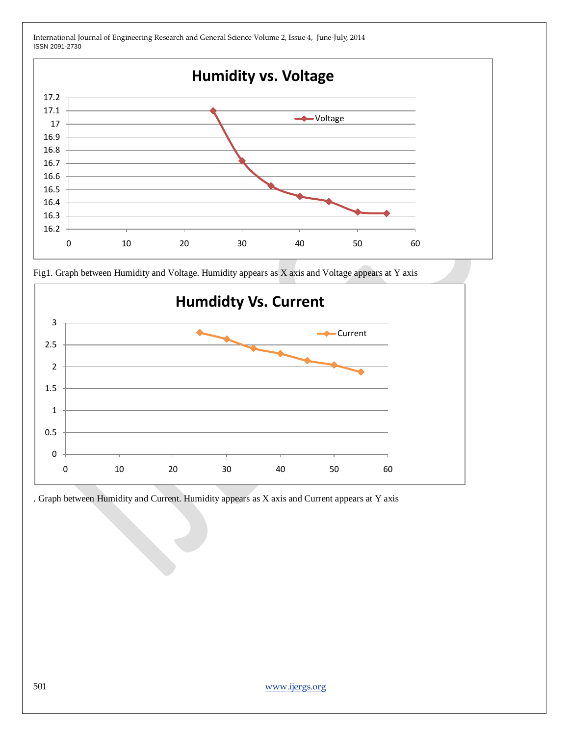Fig1. Graph between Humidity and Voltage. Humidity appears as X axis and Voltage appears at Y axis

. Graph between Humidity and Current. Humidity appears as X axis and Current appears at Y axis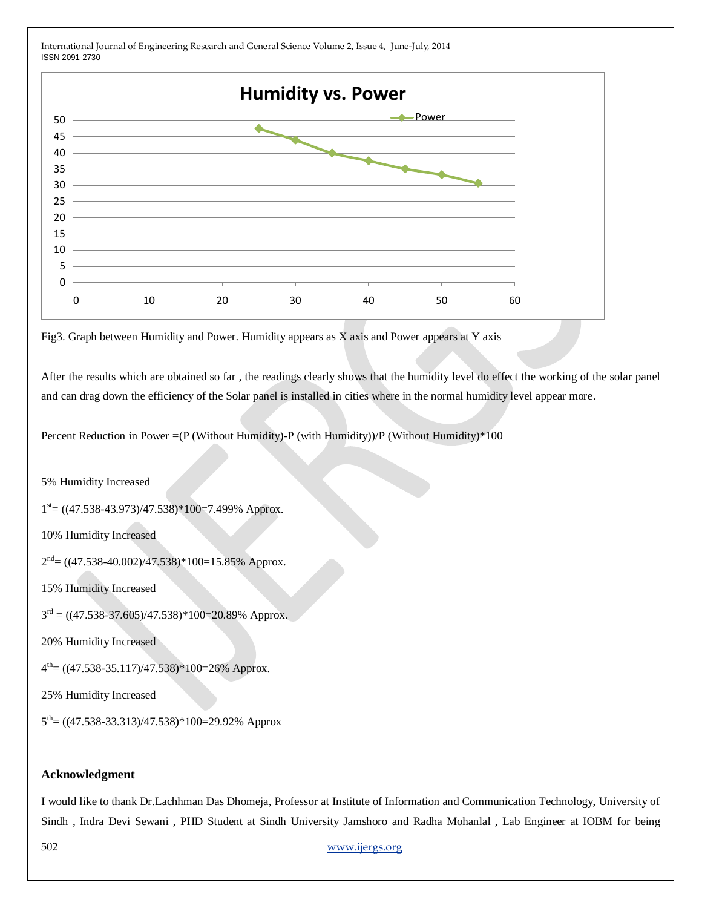Fig3. Graph between Humidity and Power. Humidity appears as X axis and Power appears at Y axis

After the results which are obtained so far , the readings clearly shows that the humidity level do effect the working of the solar panel and can drag down the efficiency of the Solar panel is installed in cities where in the normal humidity level appear more.

Percent Reduction in Power =(P (Without Humidity)-P (with Humidity))/P (Without Humidity)*100

5% Humidity Increased

1[st]= ((47.538-43.973)/47.538)*100=7.499% Approx.

10% Humidity Increased

2[nd]= ((47.538-40.002)/47.538)*100=15.85% Approx.

15% Humidity Increased

3[rd] = ((47.538-37.605)/47.538)*100=20.89% Approx.

20% Humidity Increased

4[th]= ((47.538-35.117)/47.538)*100=26% Approx.

25% Humidity Increased

5[th]= ((47.538-33.313)/47.538)*100=29.92% Approx

## Acknowledgment

I would like to thank Dr.Lachhman Das Dhomeja, Professor at Institute of Information and Communication Technology, University of Sindh , Indra Devi Sewani , PHD Student at Sindh University Jamshoro and Radha Mohanlal , Lab Engineer at IOBM for being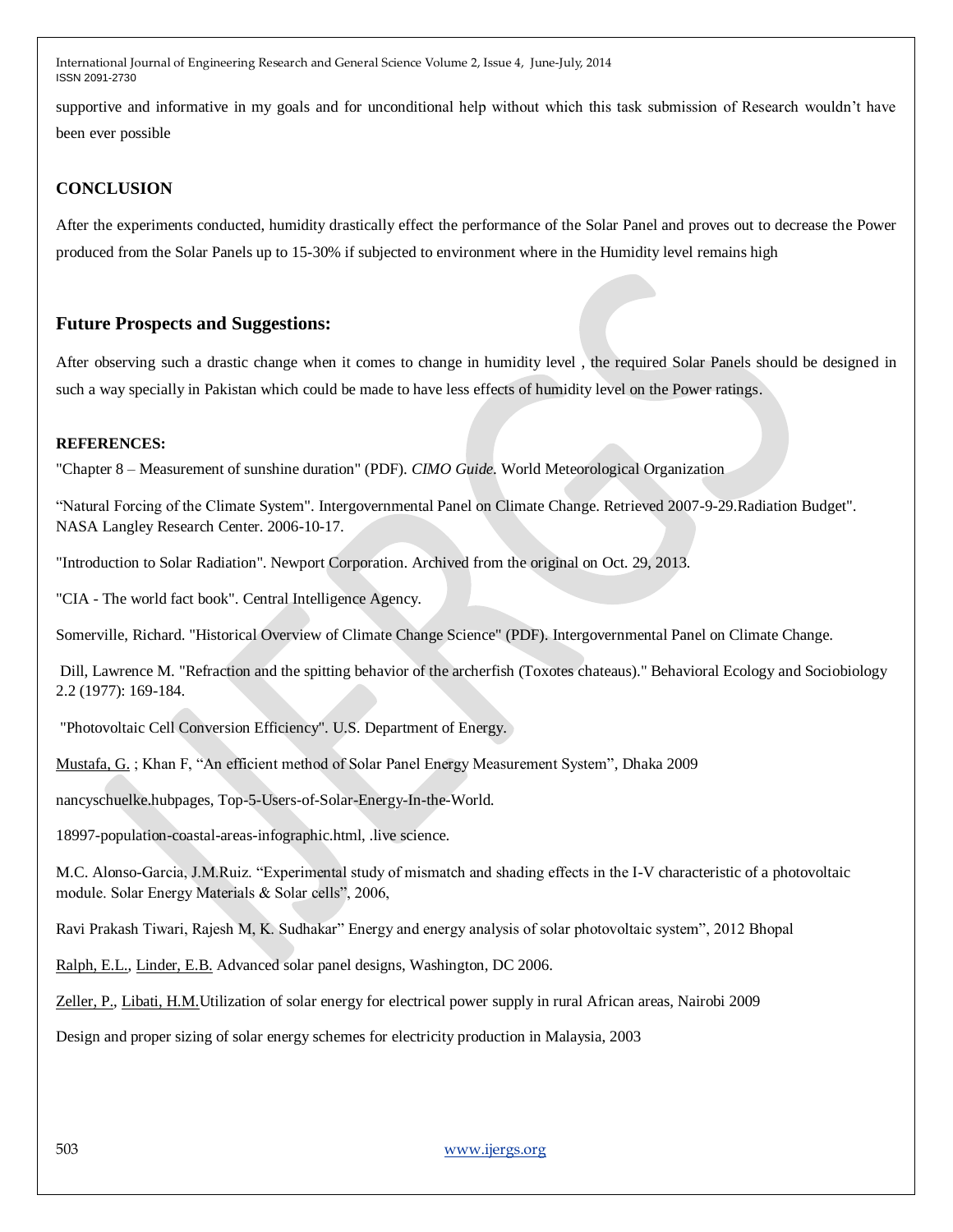supportive and informative in my goals and for unconditional help without which this task submission of Research wouldn't have been ever possible

## CONCLUSION

After the experiments conducted, humidity drastically effect the performance of the Solar Panel and proves out to decrease the Power produced from the Solar Panels up to 15-30% if subjected to environment where in the Humidity level remains high

## Future Prospects and Suggestions:

After observing such a drastic change when it comes to change in humidity level , the required Solar Panels should be designed in such a way specially in Pakistan which could be made to have less effects of humidity level on the Power ratings.

### REFERENCES:

"Chapter 8 – Measurement of sunshine duration" (PDF). *CIMO Guide.* World Meteorological Organization

"Natural Forcing of the Climate System". Intergovernmental Panel on Climate Change. Retrieved 2007-9-29.Radiation Budget". NASA Langley Research Center. 2006-10-17.

"Introduction to Solar Radiation". Newport Corporation. Archived from the original on Oct. 29, 2013.

"CIA - The world fact book". Central Intelligence Agency.

Somerville, Richard. "Historical Overview of Climate Change Science" (PDF). Intergovernmental Panel on Climate Change.

Dill, Lawrence M. "Refraction and the spitting behavior of the archerfish (Toxotes chateaus)." Behavioral Ecology and Sociobiology 2.2 (1977): 169-184.

"Photovoltaic Cell Conversion Efficiency". U.S. Department of Energy.

Mustafa, G. ; Khan F, "An efficient method of Solar Panel Energy Measurement System", Dhaka 2009

nancyschuelke.hubpages, Top-5-Users-of-Solar-Energy-In-the-World.

18997-population-coastal-areas-infographic.html, .live science.

M.C. Alonso-Garcia, J.M.Ruiz. "Experimental study of mismatch and shading effects in the I-V characteristic of a photovoltaic module. Solar Energy Materials & Solar cells", 2006,

Ravi Prakash Tiwari, Rajesh M, K. Sudhakar" Energy and energy analysis of solar photovoltaic system", 2012 Bhopal

Ralph, E.L., Linder, E.B. Advanced solar panel designs, Washington, DC 2006.

Zeller, P., Libati, H.M.Utilization of solar energy for electrical power supply in rural African areas, Nairobi 2009

Design and proper sizing of solar energy schemes for electricity production in Malaysia, 2003